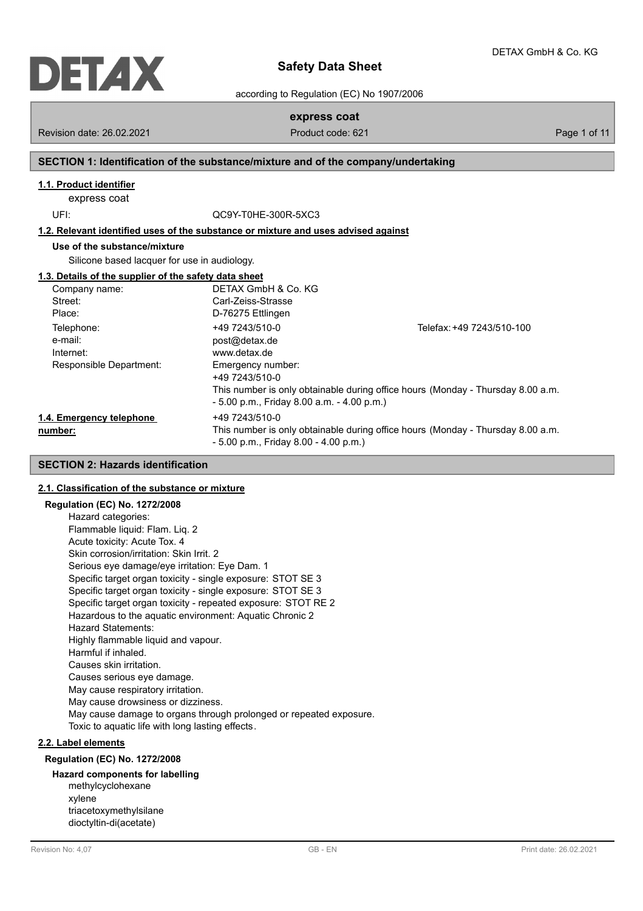# Safety Data Sheet

according to Regulation (EC) No 1907/2006

**express coat**

Revision date: 26.02.2021 Product code: 621

## SECTION 1: Identification of the substance/mixture and of the company/undertaking

### 1.1. Product identifier

express coat

UFI: QC9Y-T0HE-300R-5XC3

### 1.2. Relevant identified uses of the substance or mixture and uses advised against

**Use of the substance/mixture**

Silicone based lacquer for use in audiology.

### 1.3. Details of the supplier of the safety data sheet

| | | |
|---|---|---|
| Company name: | DETAX GmbH & Co. KG | |
| Street: | Carl-Zeiss-Strasse | |
| Place: | D-76275 Ettlingen | |
| Telephone: | +49 7243/510-0 | Telefax: +49 7243/510-100 |
| e-mail: | post@detax.de | |
| Internet: | www.detax.de | |
| Responsible Department: | Emergency number:<br>+49 7243/510-0<br>This number is only obtainable during office hours (Monday - Thursday 8.00 a.m. - 5.00 p.m., Friday 8.00 a.m. - 4.00 p.m.) | |

### 1.4. Emergency telephone number:

+49 7243/510-0
This number is only obtainable during office hours (Monday - Thursday 8.00 a.m. - 5.00 p.m., Friday 8.00 - 4.00 p.m.)

## SECTION 2: Hazards identification

### 2.1. Classification of the substance or mixture

**Regulation (EC) No. 1272/2008**

Hazard categories:
Flammable liquid: Flam. Liq. 2
Acute toxicity: Acute Tox. 4
Skin corrosion/irritation: Skin Irrit. 2
Serious eye damage/eye irritation: Eye Dam. 1
Specific target organ toxicity - single exposure: STOT SE 3
Specific target organ toxicity - single exposure: STOT SE 3
Specific target organ toxicity - repeated exposure: STOT RE 2
Hazardous to the aquatic environment: Aquatic Chronic 2
Hazard Statements:
Highly flammable liquid and vapour.
Harmful if inhaled.
Causes skin irritation.
Causes serious eye damage.
May cause respiratory irritation.
May cause drowsiness or dizziness.
May cause damage to organs through prolonged or repeated exposure.
Toxic to aquatic life with long lasting effects.

### 2.2. Label elements

**Regulation (EC) No. 1272/2008**

**Hazard components for labelling**

methylcyclohexane
xylene
triacetoxymethylsilane
dioctyltin-di(acetate)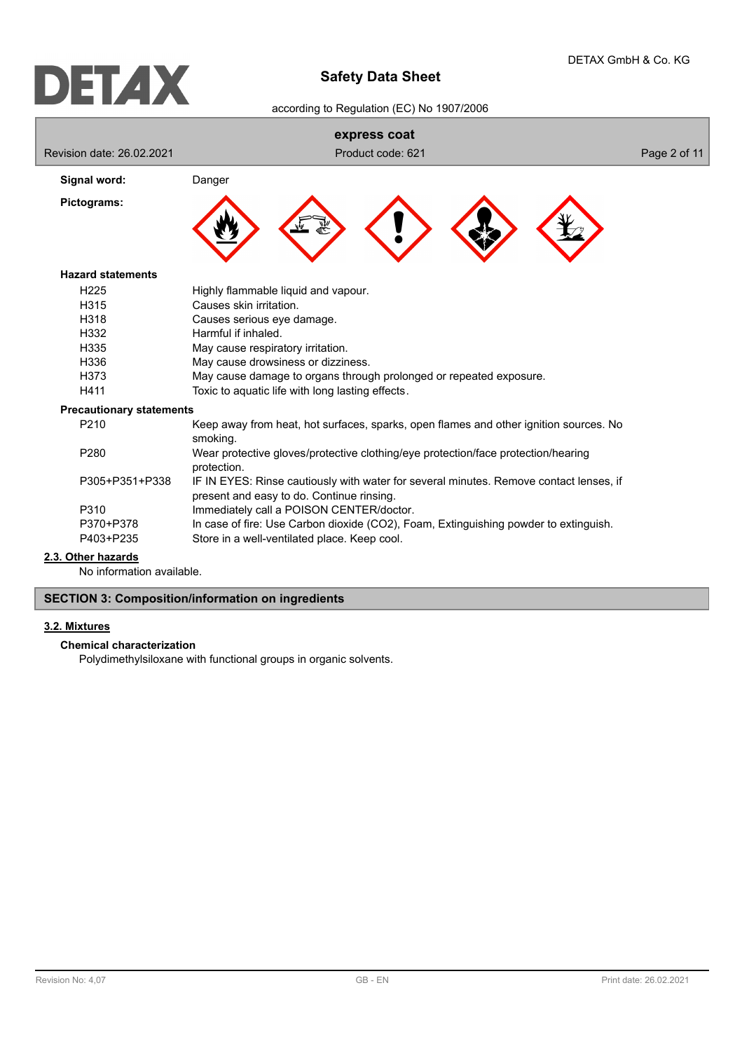**Signal word:** Danger

**Pictograms:**

**Hazard statements**

| | |
|---|---|
| H225 | Highly flammable liquid and vapour. |
| H315 | Causes skin irritation. |
| H318 | Causes serious eye damage. |
| H332 | Harmful if inhaled. |
| H335 | May cause respiratory irritation. |
| H336 | May cause drowsiness or dizziness. |
| H373 | May cause damage to organs through prolonged or repeated exposure. |
| H411 | Toxic to aquatic life with long lasting effects. |

**Precautionary statements**

| | |
|---|---|
| P210 | Keep away from heat, hot surfaces, sparks, open flames and other ignition sources. No smoking. |
| P280 | Wear protective gloves/protective clothing/eye protection/face protection/hearing protection. |
| P305+P351+P338 | IF IN EYES: Rinse cautiously with water for several minutes. Remove contact lenses, if present and easy to do. Continue rinsing. |
| P310 | Immediately call a POISON CENTER/doctor. |
| P370+P378 | In case of fire: Use Carbon dioxide ($CO_2$), Foam, Extinguishing powder to extinguish. |
| P403+P235 | Store in a well-ventilated place. Keep cool. |

### 2.3. Other hazards

No information available.

## SECTION 3: Composition/information on ingredients

### 3.2. Mixtures

**Chemical characterization**

Polydimethylsiloxane with functional groups in organic solvents.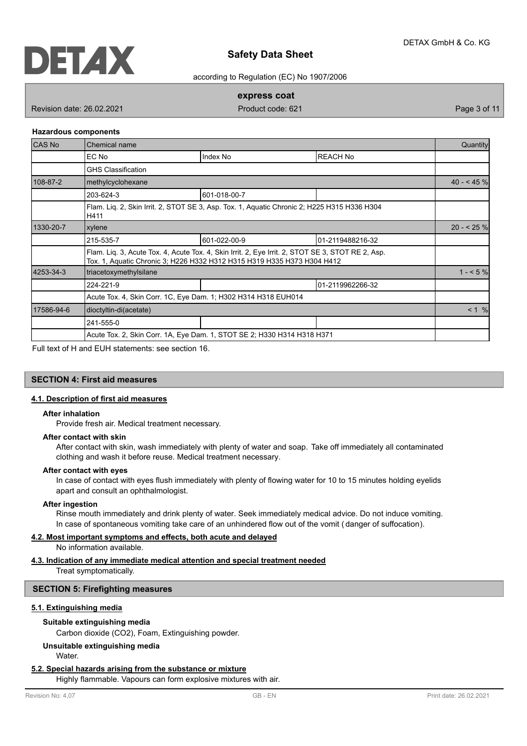**Hazardous components**

| CAS No | Chemical name | | | Quantity |
|---|---|---|---|---|
| | EC No | Index No | REACH No | |
| | GHS Classification | | | |
| 108-87-2 | methylcyclohexane | | | 40 - < 45 % |
| | 203-624-3 | 601-018-00-7 | | |
| | Flam. Liq. 2, Skin Irrit. 2, STOT SE 3, Asp. Tox. 1, Aquatic Chronic 2; H225 H315 H336 H304 H411 | | | |
| 1330-20-7 | xylene | | | 20 - < 25 % |
| | 215-535-7 | 601-022-00-9 | 01-2119488216-32 | |
| | Flam. Liq. 3, Acute Tox. 4, Acute Tox. 4, Skin Irrit. 2, Eye Irrit. 2, STOT SE 3, STOT RE 2, Asp. Tox. 1, Aquatic Chronic 3; H226 H332 H312 H315 H319 H335 H373 H304 H412 | | | |
| 4253-34-3 | triacetoxymethylsilane | | | 1 - < 5 % |
| | 224-221-9 | | 01-2119962266-32 | |
| | Acute Tox. 4, Skin Corr. 1C, Eye Dam. 1; H302 H314 H318 EUH014 | | | |
| 17586-94-6 | dioctyltin-di(acetate) | | | < 1 % |
| | 241-555-0 | | | |
| | Acute Tox. 2, Skin Corr. 1A, Eye Dam. 1, STOT SE 2; H330 H314 H318 H371 | | | |

Full text of H and EUH statements: see section 16.

## SECTION 4: First aid measures

### 4.1. Description of first aid measures

**After inhalation**

Provide fresh air. Medical treatment necessary.

**After contact with skin**

After contact with skin, wash immediately with plenty of water and soap. Take off immediately all contaminated clothing and wash it before reuse. Medical treatment necessary.

**After contact with eyes**

In case of contact with eyes flush immediately with plenty of flowing water for 10 to 15 minutes holding eyelids apart and consult an ophthalmologist.

**After ingestion**

Rinse mouth immediately and drink plenty of water. Seek immediately medical advice. Do not induce vomiting. In case of spontaneous vomiting take care of an unhindered flow out of the vomit ( danger of suffocation).

### 4.2. Most important symptoms and effects, both acute and delayed

No information available.

### 4.3. Indication of any immediate medical attention and special treatment needed

Treat symptomatically.

## SECTION 5: Firefighting measures

### 5.1. Extinguishing media

**Suitable extinguishing media**

Carbon dioxide ($CO_2$), Foam, Extinguishing powder.

**Unsuitable extinguishing media**

Water.

### 5.2. Special hazards arising from the substance or mixture

Highly flammable. Vapours can form explosive mixtures with air.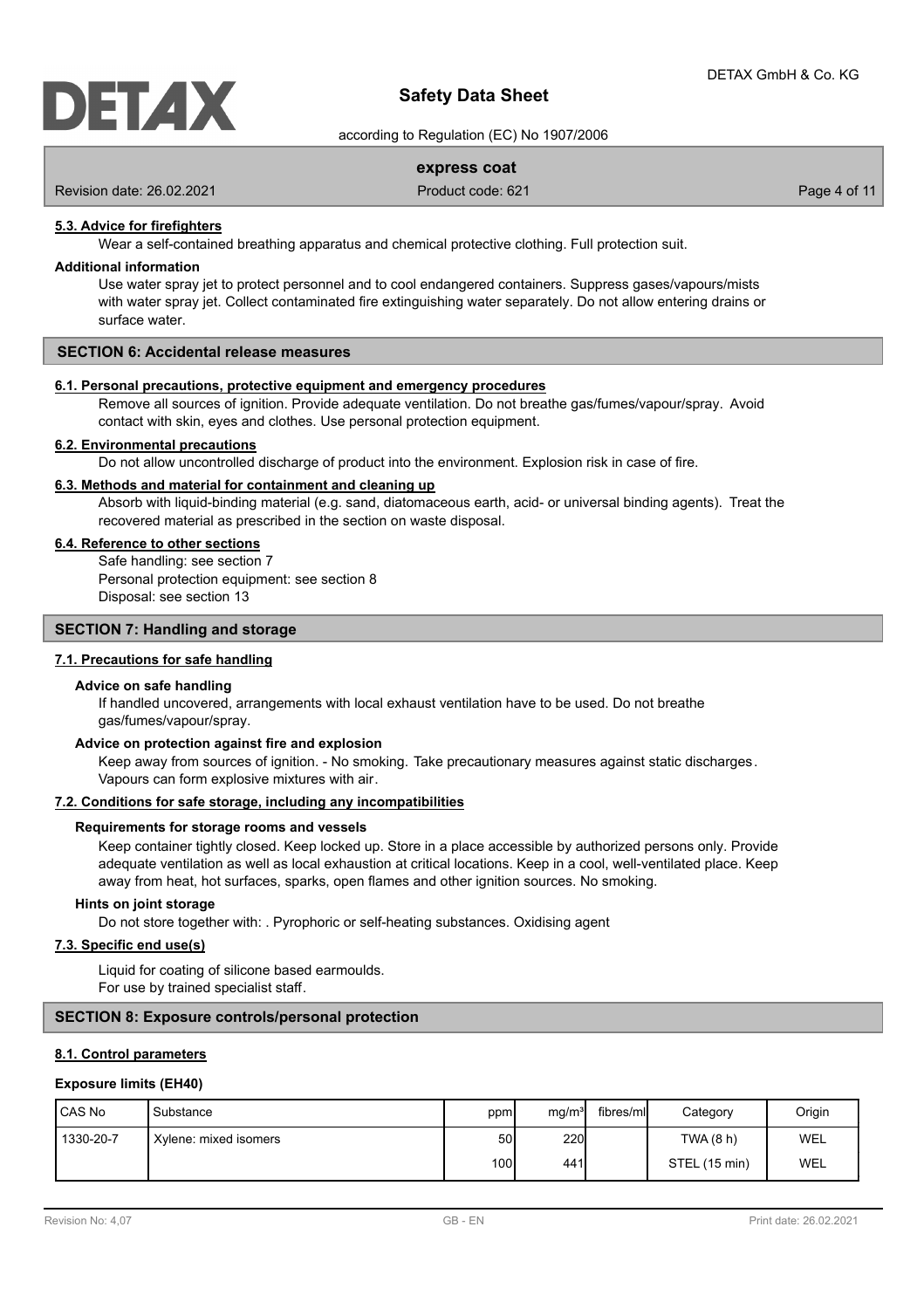#### 5.3. Advice for firefighters

Wear a self-contained breathing apparatus and chemical protective clothing. Full protection suit.

**Additional information**

Use water spray jet to protect personnel and to cool endangered containers. Suppress gases/vapours/mists with water spray jet. Collect contaminated fire extinguishing water separately. Do not allow entering drains or surface water.

## SECTION 6: Accidental release measures

#### 6.1. Personal precautions, protective equipment and emergency procedures

Remove all sources of ignition. Provide adequate ventilation. Do not breathe gas/fumes/vapour/spray. Avoid contact with skin, eyes and clothes. Use personal protection equipment.

#### 6.2. Environmental precautions

Do not allow uncontrolled discharge of product into the environment. Explosion risk in case of fire.

#### 6.3. Methods and material for containment and cleaning up

Absorb with liquid-binding material (e.g. sand, diatomaceous earth, acid- or universal binding agents). Treat the recovered material as prescribed in the section on waste disposal.

#### 6.4. Reference to other sections

Safe handling: see section 7
Personal protection equipment: see section 8
Disposal: see section 13

## SECTION 7: Handling and storage

#### 7.1. Precautions for safe handling

**Advice on safe handling**

If handled uncovered, arrangements with local exhaust ventilation have to be used. Do not breathe gas/fumes/vapour/spray.

**Advice on protection against fire and explosion**

Keep away from sources of ignition. - No smoking. Take precautionary measures against static discharges. Vapours can form explosive mixtures with air.

#### 7.2. Conditions for safe storage, including any incompatibilities

**Requirements for storage rooms and vessels**

Keep container tightly closed. Keep locked up. Store in a place accessible by authorized persons only. Provide adequate ventilation as well as local exhaustion at critical locations. Keep in a cool, well-ventilated place. Keep away from heat, hot surfaces, sparks, open flames and other ignition sources. No smoking.

**Hints on joint storage**

Do not store together with: . Pyrophoric or self-heating substances. Oxidising agent

#### 7.3. Specific end use(s)

Liquid for coating of silicone based earmoulds.
For use by trained specialist staff.

## SECTION 8: Exposure controls/personal protection

#### 8.1. Control parameters

**Exposure limits (EH40)**

| CAS No | Substance | ppm | mg/m³ | fibres/ml | Category | Origin |
|---|---|---|---|---|---|---|
| 1330-20-7 | Xylene: mixed isomers | 50 | 220 | | TWA (8 h) | WEL |
| | | 100 | 441 | | STEL (15 min) | WEL |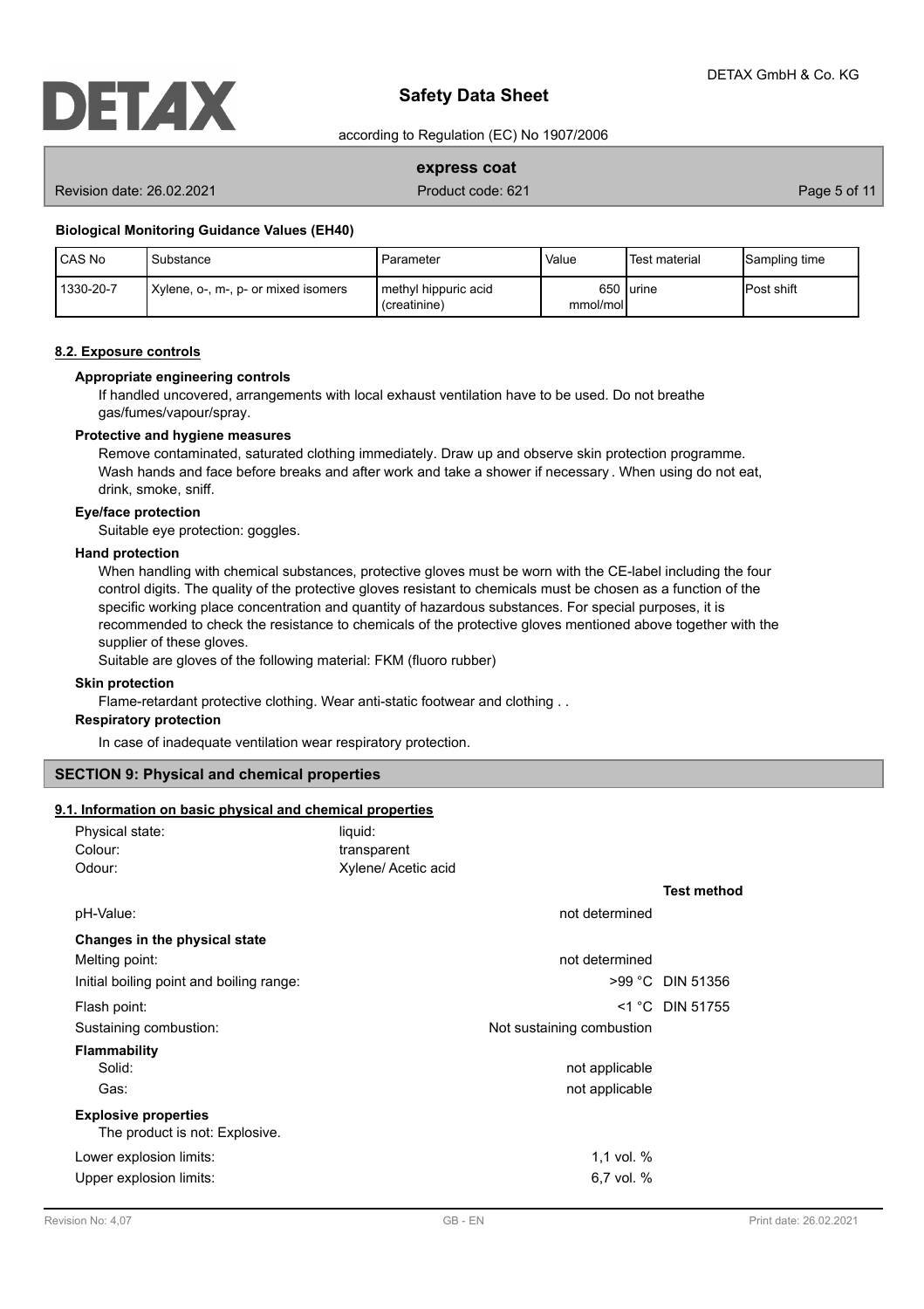#### Biological Monitoring Guidance Values (EH40)

| CAS No | Substance | Parameter | Value | Test material | Sampling time |
|---|---|---|---|---|---|
| 1330-20-7 | Xylene, o-, m-, p- or mixed isomers | methyl hippuric acid (creatinine) | 650 mmol/mol | urine | Post shift |

### 8.2. Exposure controls

**Appropriate engineering controls**

If handled uncovered, arrangements with local exhaust ventilation have to be used. Do not breathe gas/fumes/vapour/spray.

**Protective and hygiene measures**

Remove contaminated, saturated clothing immediately. Draw up and observe skin protection programme. Wash hands and face before breaks and after work and take a shower if necessary . When using do not eat, drink, smoke, sniff.

**Eye/face protection**

Suitable eye protection: goggles.

**Hand protection**

When handling with chemical substances, protective gloves must be worn with the CE-label including the four control digits. The quality of the protective gloves resistant to chemicals must be chosen as a function of the specific working place concentration and quantity of hazardous substances. For special purposes, it is recommended to check the resistance to chemicals of the protective gloves mentioned above together with the supplier of these gloves.

Suitable are gloves of the following material: FKM (fluoro rubber)

**Skin protection**

Flame-retardant protective clothing. Wear anti-static footwear and clothing . .

**Respiratory protection**

In case of inadequate ventilation wear respiratory protection.

## SECTION 9: Physical and chemical properties

### 9.1. Information on basic physical and chemical properties

| | | |
|---|---|---|
| Physical state: | liquid: | |
| Colour: | transparent | |
| Odour: | Xylene/ Acetic acid | |
| | | **Test method** |
| pH-Value: | not determined | |
| **Changes in the physical state** | | |
| Melting point: | not determined | |
| Initial boiling point and boiling range: | >99 °C | DIN 51356 |
| Flash point: | <1 °C | DIN 51755 |
| Sustaining combustion: | Not sustaining combustion | |
| **Flammability** | | |
| Solid: | not applicable | |
| Gas: | not applicable | |

**Explosive properties**

The product is not: Explosive.

| | |
|---|---|
| Lower explosion limits: | 1,1 vol. % |
| Upper explosion limits: | 6,7 vol. % |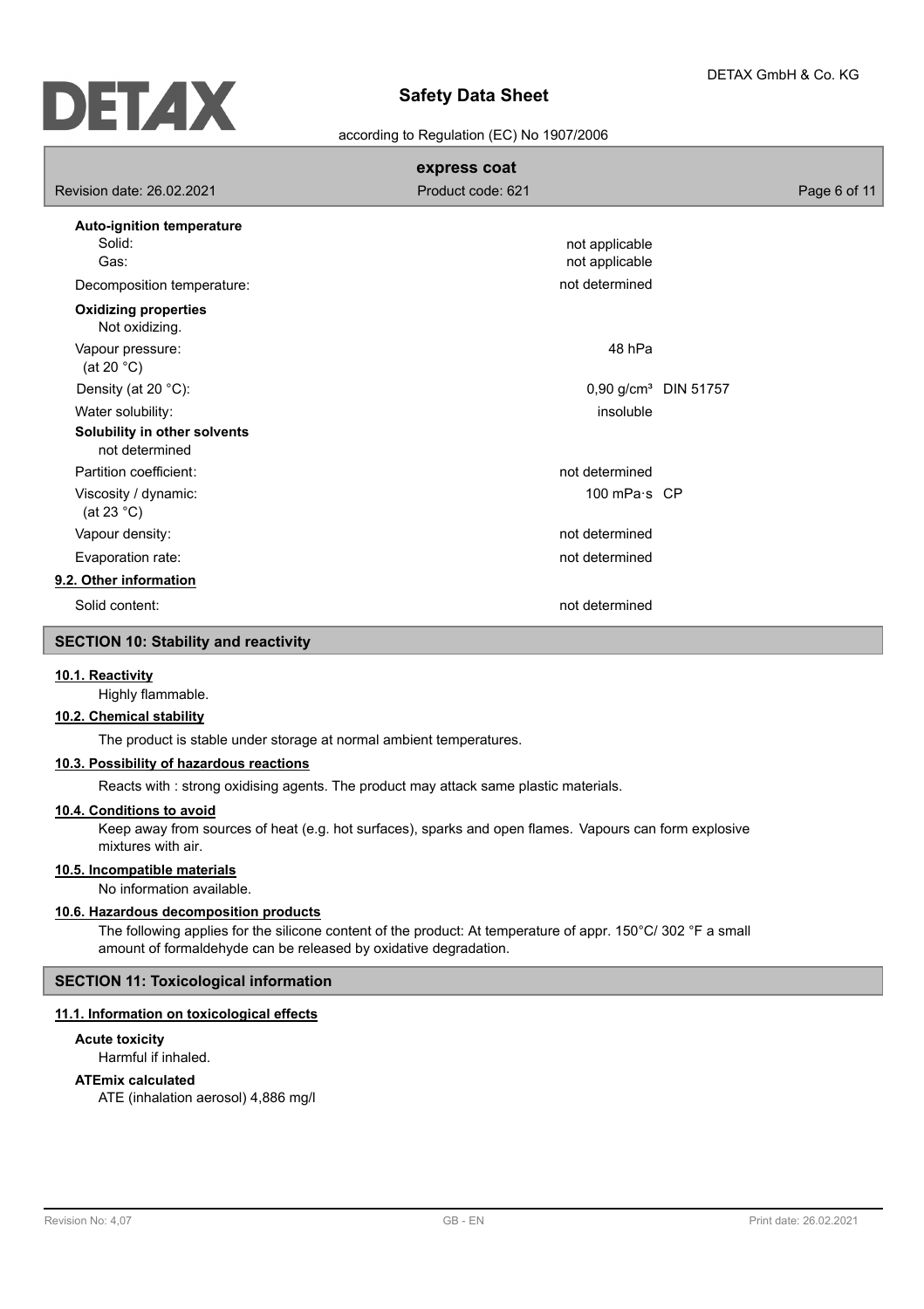**Auto-ignition temperature**

| | | |
|---|---|---|
| Solid: | not applicable | |
| Gas: | not applicable | |
| Decomposition temperature: | not determined | |

**Oxidizing properties**

Not oxidizing.

| | | |
|---|---|---|
| Vapour pressure: (at 20 °C) | 48 hPa | |
| Density (at 20 °C): | 0,90 g/cm³ | DIN 51757 |
| Water solubility: | insoluble | |

**Solubility in other solvents**

not determined

| | | |
|---|---|---|
| Partition coefficient: | not determined | |
| Viscosity / dynamic: (at 23 °C) | 100 mPa·s | CP |
| Vapour density: | not determined | |
| Evaporation rate: | not determined | |

**9.2. Other information**

| | |
|---|---|
| Solid content: | not determined |

## SECTION 10: Stability and reactivity

**10.1. Reactivity**

Highly flammable.

**10.2. Chemical stability**

The product is stable under storage at normal ambient temperatures.

**10.3. Possibility of hazardous reactions**

Reacts with : strong oxidising agents. The product may attack same plastic materials.

**10.4. Conditions to avoid**

Keep away from sources of heat (e.g. hot surfaces), sparks and open flames. Vapours can form explosive mixtures with air.

**10.5. Incompatible materials**

No information available.

**10.6. Hazardous decomposition products**

The following applies for the silicone content of the product: At temperature of appr. 150°C/ 302 °F a small amount of formaldehyde can be released by oxidative degradation.

## SECTION 11: Toxicological information

**11.1. Information on toxicological effects**

**Acute toxicity**

Harmful if inhaled.

**ATEmix calculated**

ATE (inhalation aerosol) 4,886 mg/l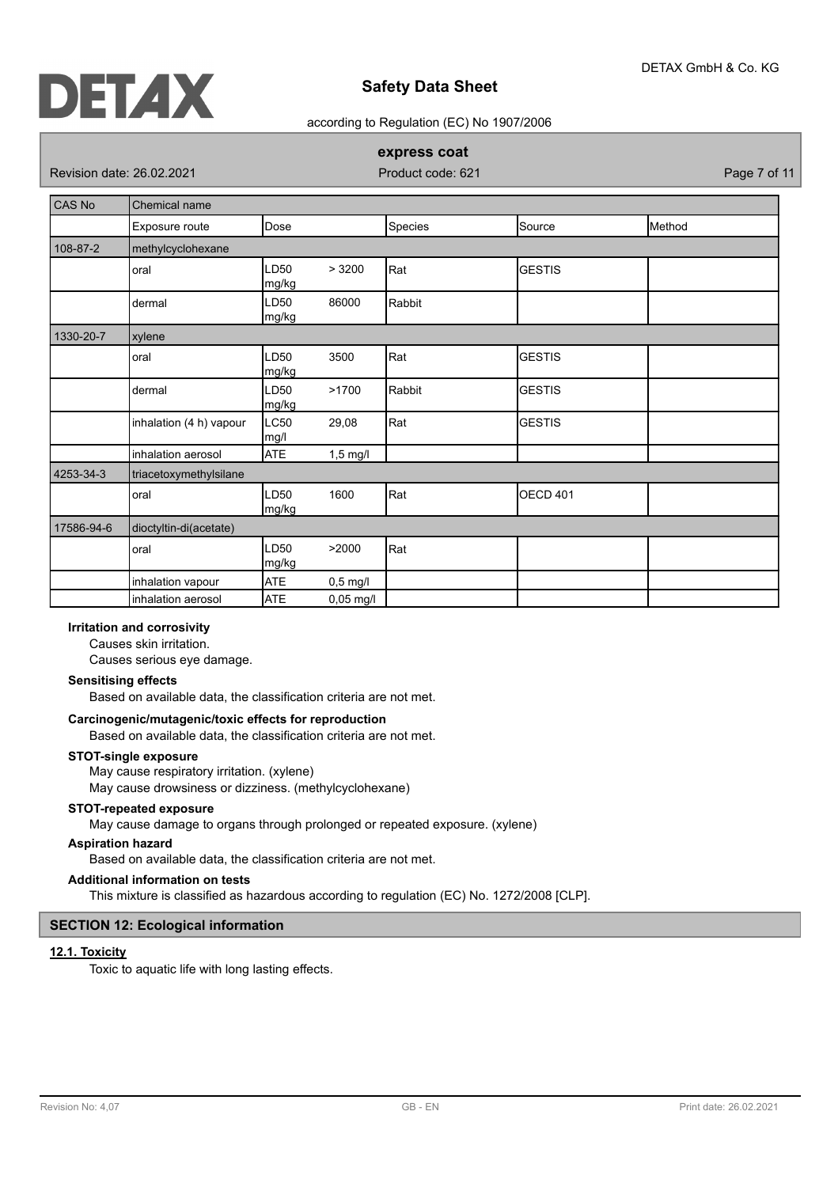| CAS No | Chemical name | | | | |
|---|---|---|---|---|---|
| | Exposure route | Dose | Species | Source | Method |
| 108-87-2 | methylcyclohexane | | | | |
| | oral | LD50 > 3200 mg/kg | Rat | GESTIS | |
| | dermal | LD50 86000 mg/kg | Rabbit | | |
| 1330-20-7 | xylene | | | | |
| | oral | LD50 3500 mg/kg | Rat | GESTIS | |
| | dermal | LD50 >1700 mg/kg | Rabbit | GESTIS | |
| | inhalation (4 h) vapour | LC50 29,08 mg/l | Rat | GESTIS | |
| | inhalation aerosol | ATE 1,5 mg/l | | | |
| 4253-34-3 | triacetoxymethylsilane | | | | |
| | oral | LD50 1600 mg/kg | Rat | OECD 401 | |
| 17586-94-6 | dioctyltin-di(acetate) | | | | |
| | oral | LD50 >2000 mg/kg | Rat | | |
| | inhalation vapour | ATE 0,5 mg/l | | | |
| | inhalation aerosol | ATE 0,05 mg/l | | | |

**Irritation and corrosivity**

Causes skin irritation.

Causes serious eye damage.

**Sensitising effects**

Based on available data, the classification criteria are not met.

**Carcinogenic/mutagenic/toxic effects for reproduction**

Based on available data, the classification criteria are not met.

**STOT-single exposure**

May cause respiratory irritation. (xylene)

May cause drowsiness or dizziness. (methylcyclohexane)

**STOT-repeated exposure**

May cause damage to organs through prolonged or repeated exposure. (xylene)

**Aspiration hazard**

Based on available data, the classification criteria are not met.

**Additional information on tests**

This mixture is classified as hazardous according to regulation (EC) No. 1272/2008 [CLP].

## SECTION 12: Ecological information

### 12.1. Toxicity

Toxic to aquatic life with long lasting effects.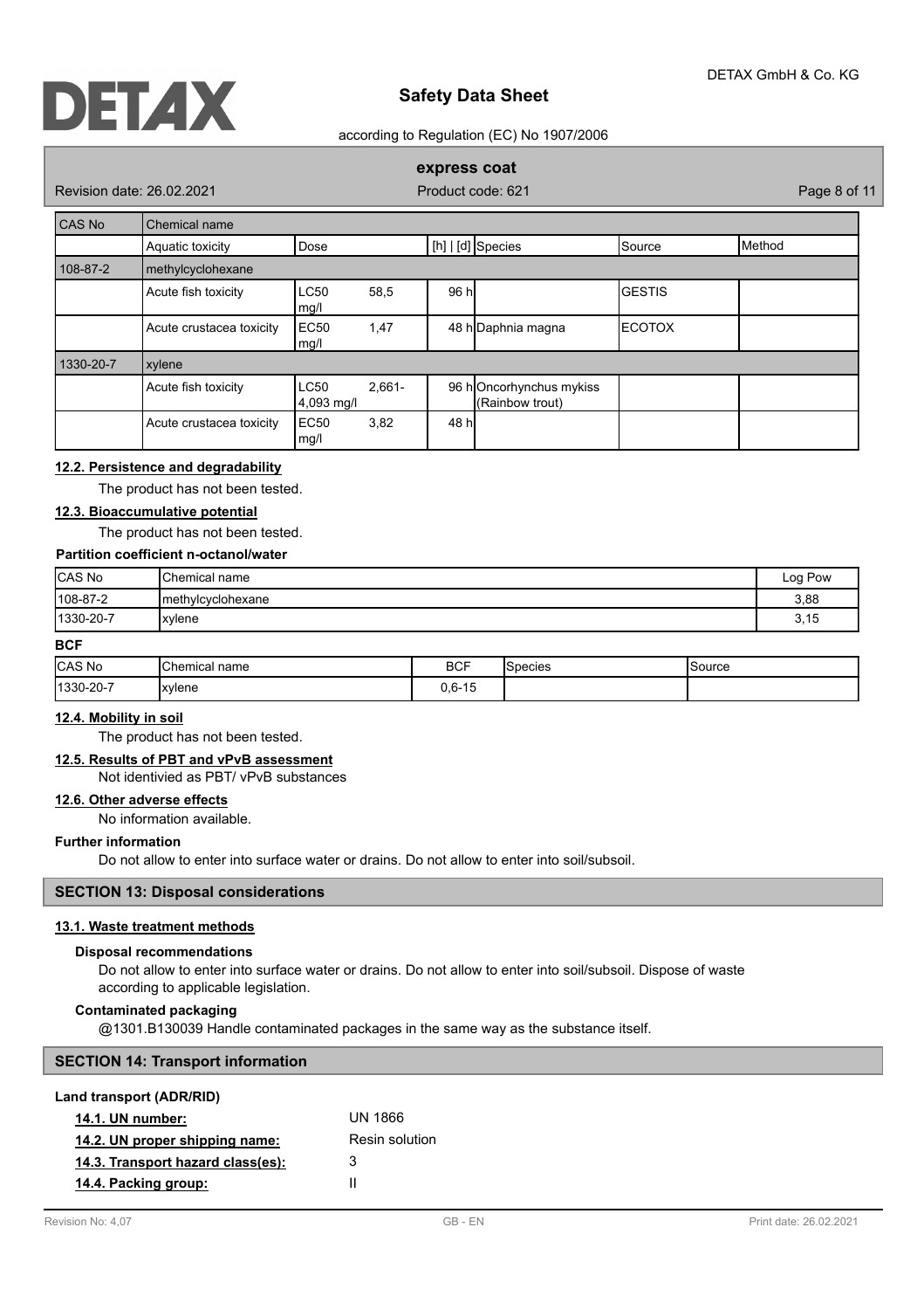| CAS No | Chemical name | | | | | |
|---|---|---|---|---|---|---|
| | Aquatic toxicity | Dose | [h] \| [d] | Species | Source | Method |
| 108-87-2 | methylcyclohexane | | | | | |
| | Acute fish toxicity | LC50 58,5 mg/l | 96 h | | GESTIS | |
| | Acute crustacea toxicity | EC50 1,47 mg/l | 48 h | Daphnia magna | ECOTOX | |
| 1330-20-7 | xylene | | | | | |
| | Acute fish toxicity | LC50 2,661-4,093 mg/l | 96 h | Oncorhynchus mykiss (Rainbow trout) | | |
| | Acute crustacea toxicity | EC50 3,82 mg/l | 48 h | | | |

### 12.2. Persistence and degradability

The product has not been tested.

### 12.3. Bioaccumulative potential

The product has not been tested.

**Partition coefficient n-octanol/water**

| CAS No | Chemical name | Log Pow |
|---|---|---|
| 108-87-2 | methylcyclohexane | 3,88 |
| 1330-20-7 | xylene | 3,15 |

**BCF**

| CAS No | Chemical name | BCF | Species | Source |
|---|---|---|---|---|
| 1330-20-7 | xylene | 0,6-15 | | |

### 12.4. Mobility in soil

The product has not been tested.

### 12.5. Results of PBT and vPvB assessment

Not identivied as PBT/ vPvB substances

### 12.6. Other adverse effects

No information available.

**Further information**

Do not allow to enter into surface water or drains. Do not allow to enter into soil/subsoil.

## SECTION 13: Disposal considerations

### 13.1. Waste treatment methods

**Disposal recommendations**

Do not allow to enter into surface water or drains. Do not allow to enter into soil/subsoil. Dispose of waste according to applicable legislation.

**Contaminated packaging**

@1301.B130039 Handle contaminated packages in the same way as the substance itself.

## SECTION 14: Transport information

**Land transport (ADR/RID)**

**14.1. UN number:** UN 1866

**14.2. UN proper shipping name:** Resin solution

**14.3. Transport hazard class(es):** 3

**14.4. Packing group:** II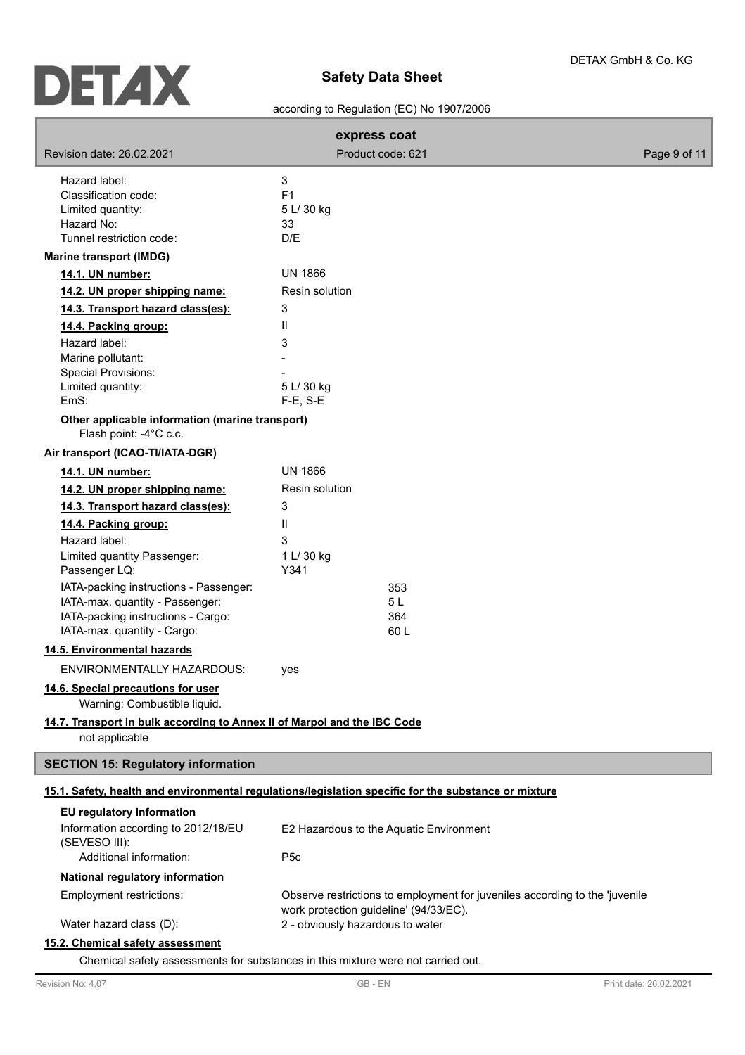| | |
|---|---|
| Hazard label: | 3 |
| Classification code: | F1 |
| Limited quantity: | 5 L/ 30 kg |
| Hazard No: | 33 |
| Tunnel restriction code: | D/E |

**Marine transport (IMDG)**

| | |
|---|---|
| **14.1. UN number:** | UN 1866 |
| **14.2. UN proper shipping name:** | Resin solution |
| **14.3. Transport hazard class(es):** | 3 |
| **14.4. Packing group:** | II |
| Hazard label: | 3 |
| Marine pollutant: | - |
| Special Provisions: | - |
| Limited quantity: | 5 L/ 30 kg |
| EmS: | F-E, S-E |

**Other applicable information (marine transport)**

Flash point: -4°C c.c.

**Air transport (ICAO-TI/IATA-DGR)**

| | |
|---|---|
| **14.1. UN number:** | UN 1866 |
| **14.2. UN proper shipping name:** | Resin solution |
| **14.3. Transport hazard class(es):** | 3 |
| **14.4. Packing group:** | II |
| Hazard label: | 3 |
| Limited quantity Passenger: | 1 L/ 30 kg |
| Passenger LQ: | Y341 |
| IATA-packing instructions - Passenger: | 353 |
| IATA-max. quantity - Passenger: | 5 L |
| IATA-packing instructions - Cargo: | 364 |
| IATA-max. quantity - Cargo: | 60 L |

**14.5. Environmental hazards**

ENVIRONMENTALLY HAZARDOUS: yes

**14.6. Special precautions for user**

Warning: Combustible liquid.

**14.7. Transport in bulk according to Annex II of Marpol and the IBC Code**

not applicable

## SECTION 15: Regulatory information

**15.1. Safety, health and environmental regulations/legislation specific for the substance or mixture**

**EU regulatory information**

| | |
|---|---|
| Information according to 2012/18/EU (SEVESO III): | E2 Hazardous to the Aquatic Environment |
| Additional information: | P5c |

**National regulatory information**

| | |
|---|---|
| Employment restrictions: | Observe restrictions to employment for juveniles according to the 'juvenile work protection guideline' (94/33/EC). |
| Water hazard class (D): | 2 - obviously hazardous to water |

**15.2. Chemical safety assessment**

Chemical safety assessments for substances in this mixture were not carried out.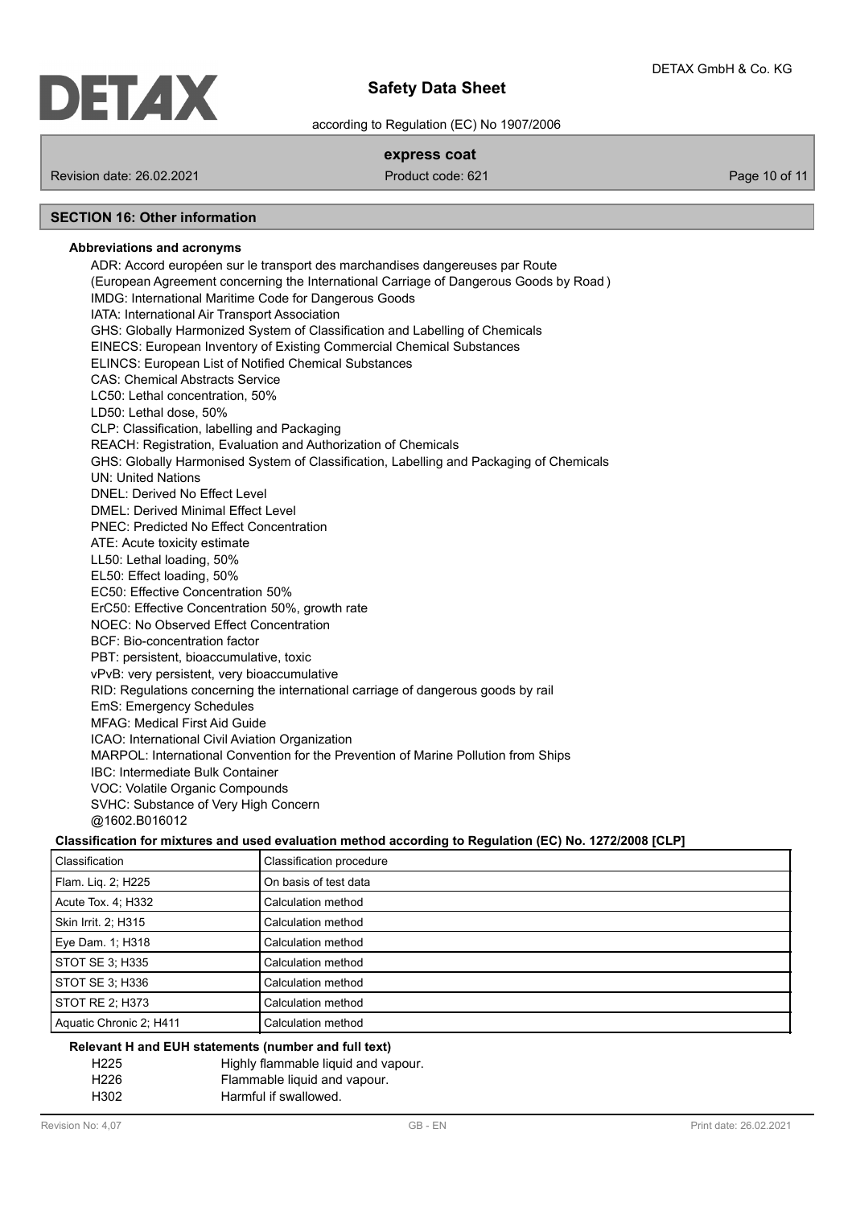## SECTION 16: Other information

**Abbreviations and acronyms**

ADR: Accord européen sur le transport des marchandises dangereuses par Route
(European Agreement concerning the International Carriage of Dangerous Goods by Road )
IMDG: International Maritime Code for Dangerous Goods
IATA: International Air Transport Association
GHS: Globally Harmonized System of Classification and Labelling of Chemicals
EINECS: European Inventory of Existing Commercial Chemical Substances
ELINCS: European List of Notified Chemical Substances
CAS: Chemical Abstracts Service
LC50: Lethal concentration, 50%
LD50: Lethal dose, 50%
CLP: Classification, labelling and Packaging
REACH: Registration, Evaluation and Authorization of Chemicals
GHS: Globally Harmonised System of Classification, Labelling and Packaging of Chemicals
UN: United Nations
DNEL: Derived No Effect Level
DMEL: Derived Minimal Effect Level
PNEC: Predicted No Effect Concentration
ATE: Acute toxicity estimate
LL50: Lethal loading, 50%
EL50: Effect loading, 50%
EC50: Effective Concentration 50%
ErC50: Effective Concentration 50%, growth rate
NOEC: No Observed Effect Concentration
BCF: Bio-concentration factor
PBT: persistent, bioaccumulative, toxic
vPvB: very persistent, very bioaccumulative
RID: Regulations concerning the international carriage of dangerous goods by rail
EmS: Emergency Schedules
MFAG: Medical First Aid Guide
ICAO: International Civil Aviation Organization
MARPOL: International Convention for the Prevention of Marine Pollution from Ships
IBC: Intermediate Bulk Container
VOC: Volatile Organic Compounds
SVHC: Substance of Very High Concern
@1602.B016012

**Classification for mixtures and used evaluation method according to Regulation (EC) No. 1272/2008 [CLP]**

| Classification | Classification procedure |
|---|---|
| Flam. Liq. 2; H225 | On basis of test data |
| Acute Tox. 4; H332 | Calculation method |
| Skin Irrit. 2; H315 | Calculation method |
| Eye Dam. 1; H318 | Calculation method |
| STOT SE 3; H335 | Calculation method |
| STOT SE 3; H336 | Calculation method |
| STOT RE 2; H373 | Calculation method |
| Aquatic Chronic 2; H411 | Calculation method |

**Relevant H and EUH statements (number and full text)**

| | |
|---|---|
| H225 | Highly flammable liquid and vapour. |
| H226 | Flammable liquid and vapour. |
| H302 | Harmful if swallowed. |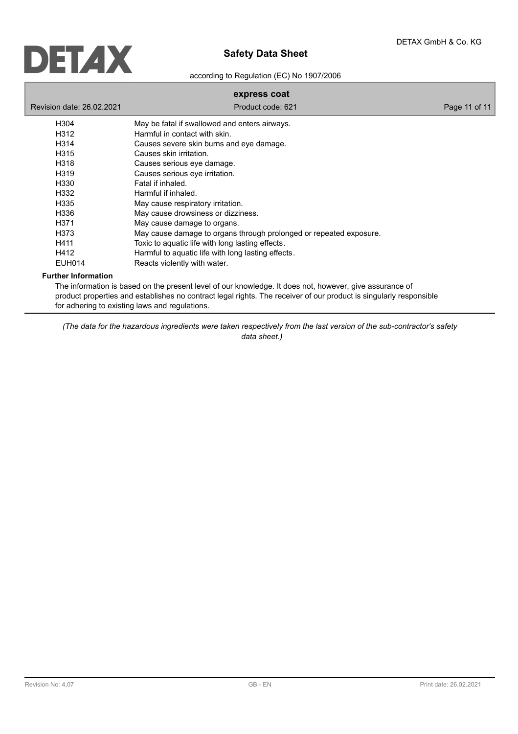| | |
|---|---|
| H304 | May be fatal if swallowed and enters airways. |
| H312 | Harmful in contact with skin. |
| H314 | Causes severe skin burns and eye damage. |
| H315 | Causes skin irritation. |
| H318 | Causes serious eye damage. |
| H319 | Causes serious eye irritation. |
| H330 | Fatal if inhaled. |
| H332 | Harmful if inhaled. |
| H335 | May cause respiratory irritation. |
| H336 | May cause drowsiness or dizziness. |
| H371 | May cause damage to organs. |
| H373 | May cause damage to organs through prolonged or repeated exposure. |
| H411 | Toxic to aquatic life with long lasting effects. |
| H412 | Harmful to aquatic life with long lasting effects. |
| EUH014 | Reacts violently with water. |

**Further Information**

The information is based on the present level of our knowledge. It does not, however, give assurance of product properties and establishes no contract legal rights. The receiver of our product is singularly responsible for adhering to existing laws and regulations.

*(The data for the hazardous ingredients were taken respectively from the last version of the sub-contractor's safety data sheet.)*